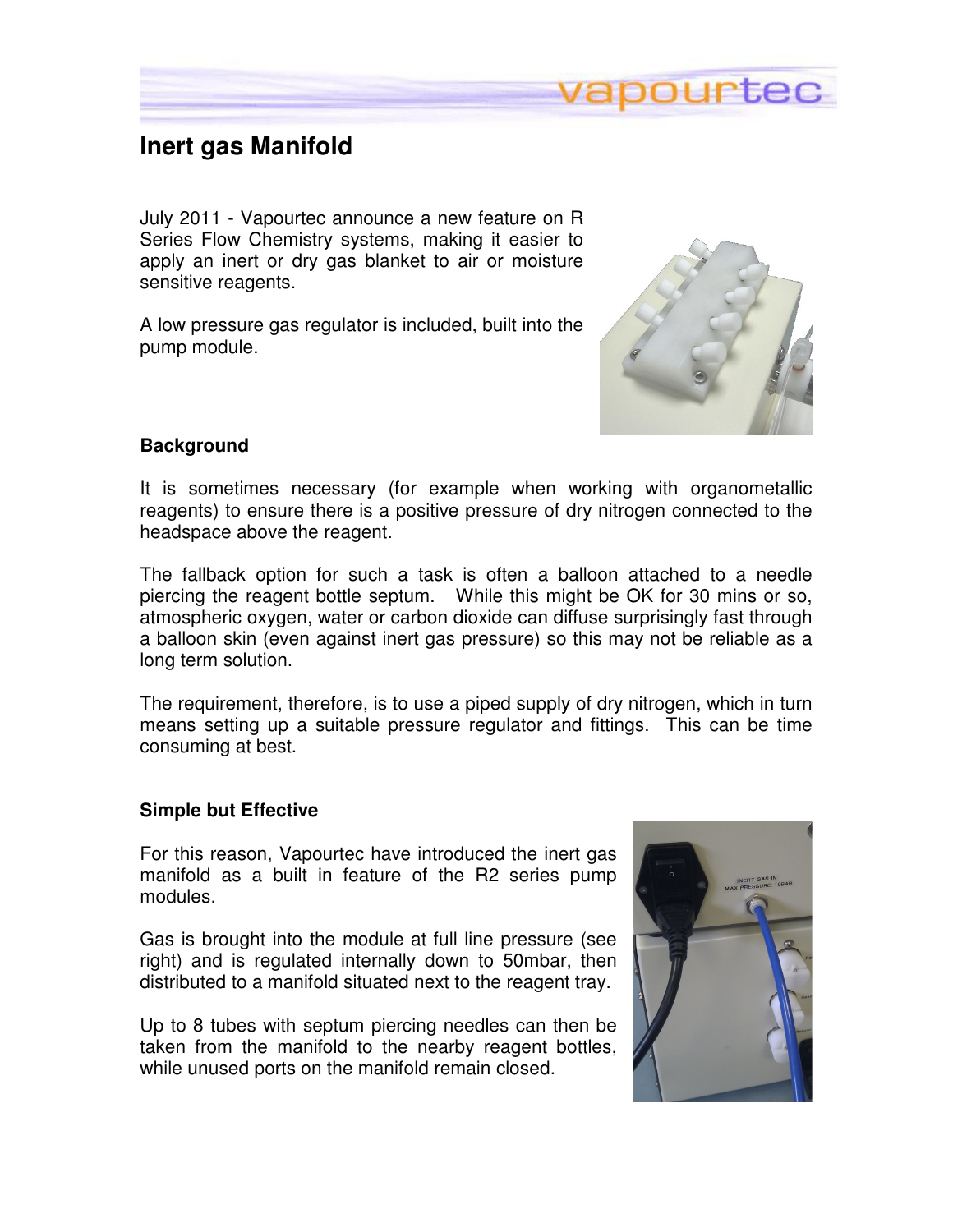# Inert gas Manifold

July 2011 - Vapourtec announce a new feature on R Series Flow Chemistry systems, making it easier to apply an inert or dry gas blanket to air or moisture sensitive reagents.

A low pressure gas regulator is included, built into the pump module.

## Background

It is sometimes necessary (for example when working with organometallic reagents) to ensure there is a positive pressure of dry nitrogen connected to the headspace above the reagent.

The fallback option for such a task is often a balloon attached to a needle piercing the reagent bottle septum. While this might be OK for 30 mins or so, atmospheric oxygen, water or carbon dioxide can diffuse surprisingly fast through a balloon skin (even against inert gas pressure) so this may not be reliable as a long term solution.

The requirement, therefore, is to use a piped supply of dry nitrogen, which in turn means setting up a suitable pressure regulator and fittings. This can be time consuming at best.

## Simple but Effective

For this reason, Vapourtec have introduced the inert gas manifold as a built in feature of the R2 series pump modules.

Gas is brought into the module at full line pressure (see right) and is regulated internally down to 50mbar, then distributed to a manifold situated next to the reagent tray.

Up to 8 tubes with septum piercing needles can then be taken from the manifold to the nearby reagent bottles, while unused ports on the manifold remain closed.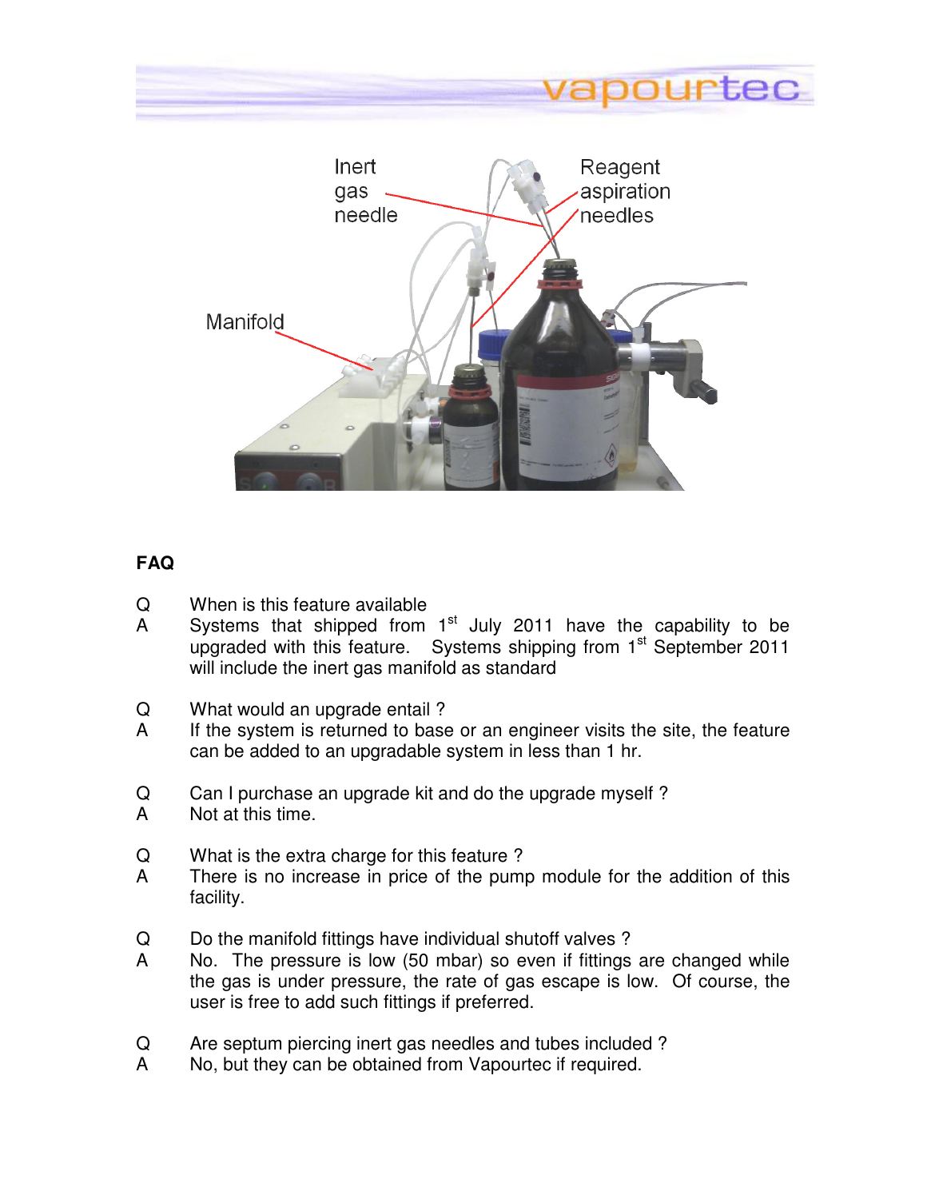Inert gas needle

Reagent aspiration needles

Manifold

**FAQ**

Q When is this feature available

A Systems that shipped from 1st July 2011 have the capability to be upgraded with this feature. Systems shipping from 1st September 2011 will include the inert gas manifold as standard

Q What would an upgrade entail ?

A If the system is returned to base or an engineer visits the site, the feature can be added to an upgradable system in less than 1 hr.

Q Can I purchase an upgrade kit and do the upgrade myself ?

A Not at this time.

Q What is the extra charge for this feature ?

A There is no increase in price of the pump module for the addition of this facility.

Q Do the manifold fittings have individual shutoff valves ?

A No. The pressure is low (50 mbar) so even if fittings are changed while the gas is under pressure, the rate of gas escape is low. Of course, the user is free to add such fittings if preferred.

Q Are septum piercing inert gas needles and tubes included ?

A No, but they can be obtained from Vapourtec if required.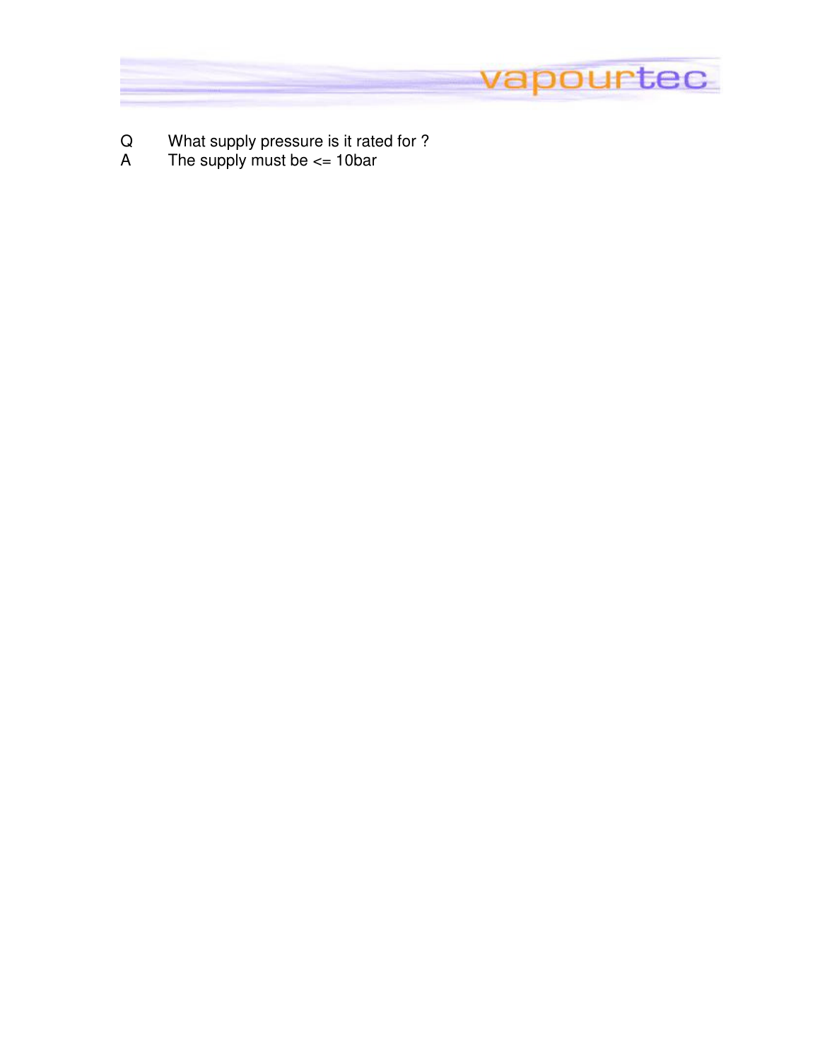Q What supply pressure is it rated for ?

A The supply must be <= 10bar